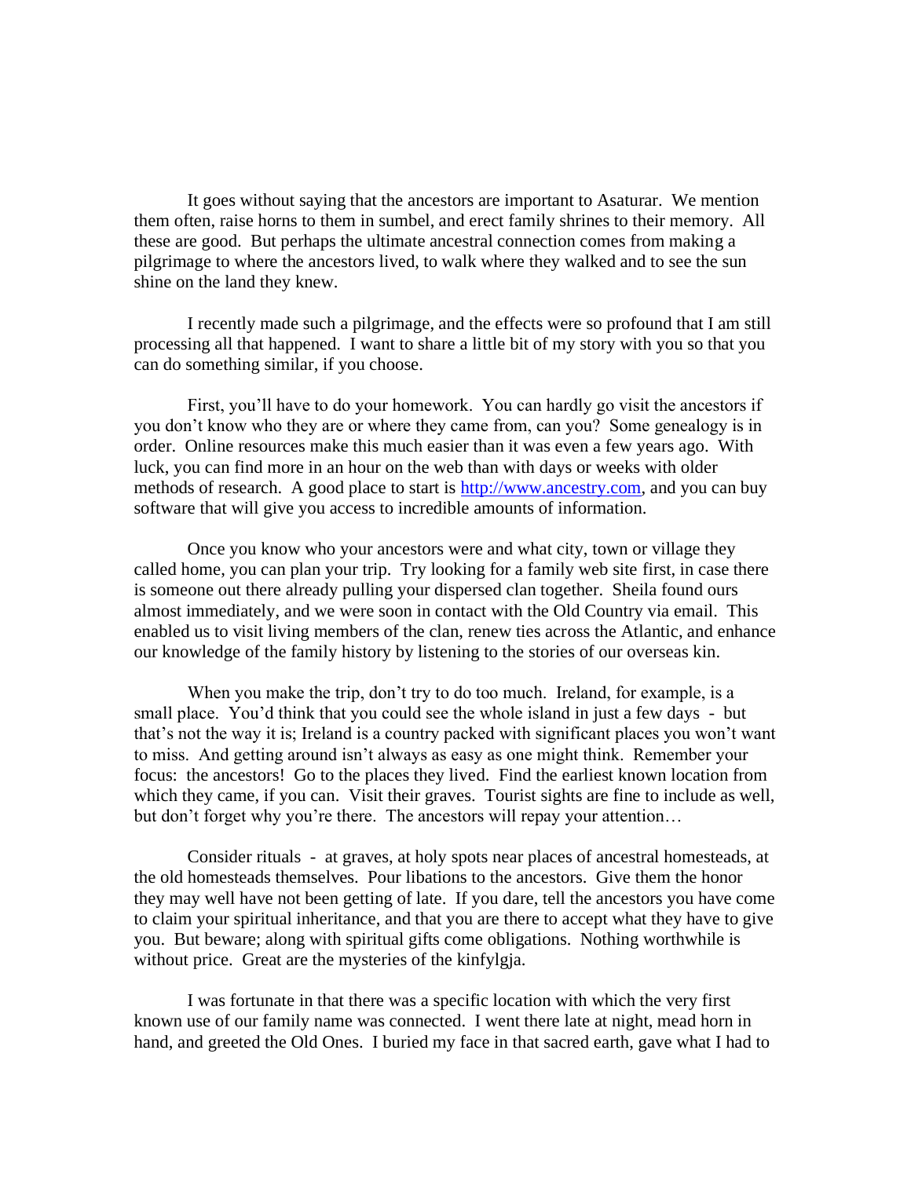It goes without saying that the ancestors are important to Asaturar. We mention them often, raise horns to them in sumbel, and erect family shrines to their memory. All these are good. But perhaps the ultimate ancestral connection comes from making a pilgrimage to where the ancestors lived, to walk where they walked and to see the sun shine on the land they knew.

I recently made such a pilgrimage, and the effects were so profound that I am still processing all that happened. I want to share a little bit of my story with you so that you can do something similar, if you choose.

First, you'll have to do your homework. You can hardly go visit the ancestors if you don't know who they are or where they came from, can you? Some genealogy is in order. Online resources make this much easier than it was even a few years ago. With luck, you can find more in an hour on the web than with days or weeks with older methods of research. A good place to start is [http://www.ancestry.com](http://www.ancestry.com), and you can buy software that will give you access to incredible amounts of information.

Once you know who your ancestors were and what city, town or village they called home, you can plan your trip. Try looking for a family web site first, in case there is someone out there already pulling your dispersed clan together. Sheila found ours almost immediately, and we were soon in contact with the Old Country via email. This enabled us to visit living members of the clan, renew ties across the Atlantic, and enhance our knowledge of the family history by listening to the stories of our overseas kin.

When you make the trip, don't try to do too much. Ireland, for example, is a small place. You'd think that you could see the whole island in just a few days - but that's not the way it is; Ireland is a country packed with significant places you won't want to miss. And getting around isn't always as easy as one might think. Remember your focus: the ancestors! Go to the places they lived. Find the earliest known location from which they came, if you can. Visit their graves. Tourist sights are fine to include as well, but don't forget why you're there. The ancestors will repay your attention…

Consider rituals - at graves, at holy spots near places of ancestral homesteads, at the old homesteads themselves. Pour libations to the ancestors. Give them the honor they may well have not been getting of late. If you dare, tell the ancestors you have come to claim your spiritual inheritance, and that you are there to accept what they have to give you. But beware; along with spiritual gifts come obligations. Nothing worthwhile is without price. Great are the mysteries of the kinfylgja.

I was fortunate in that there was a specific location with which the very first known use of our family name was connected. I went there late at night, mead horn in hand, and greeted the Old Ones. I buried my face in that sacred earth, gave what I had to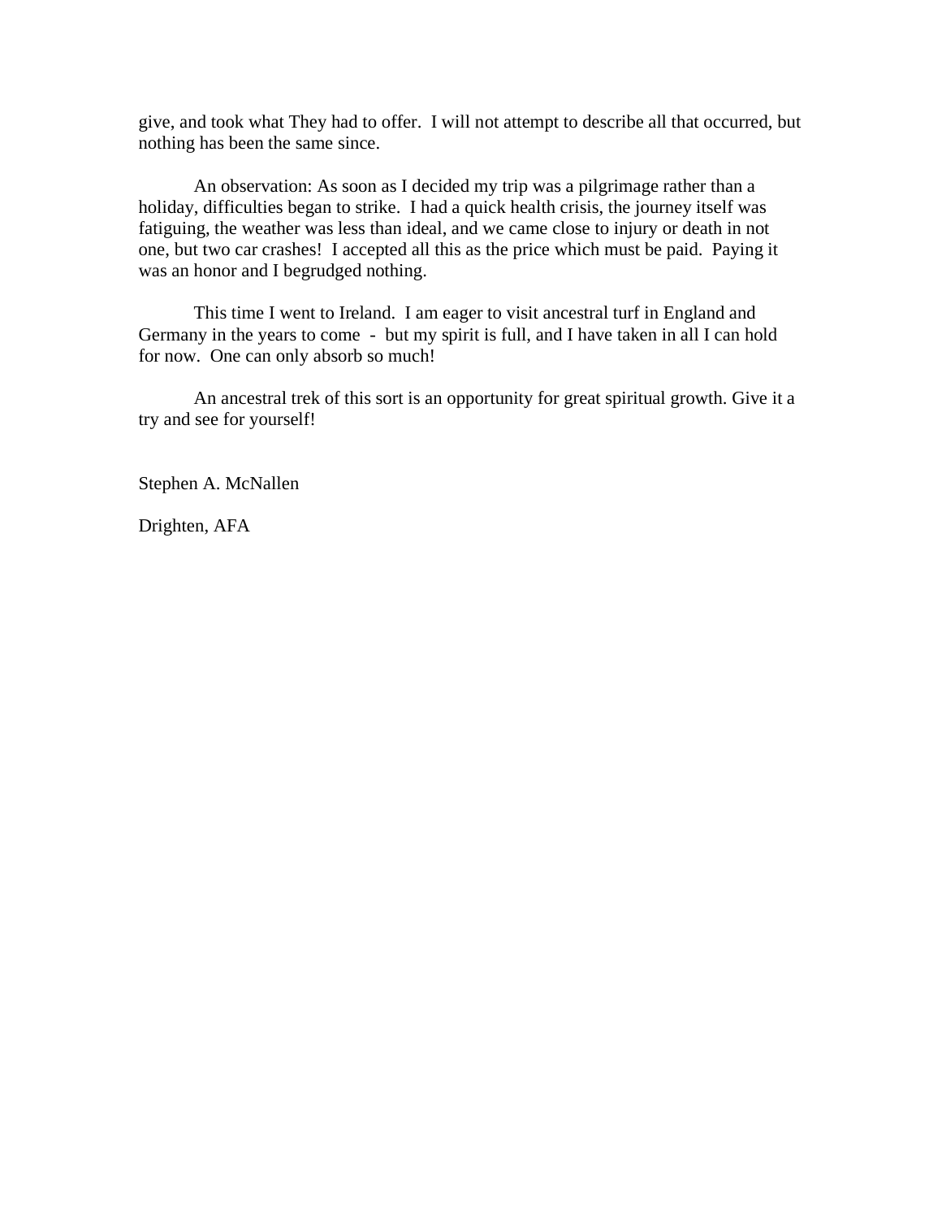give, and took what They had to offer.  I will not attempt to describe all that occurred, but nothing has been the same since.

An observation: As soon as I decided my trip was a pilgrimage rather than a holiday, difficulties began to strike.  I had a quick health crisis, the journey itself was fatiguing, the weather was less than ideal, and we came close to injury or death in not one, but two car crashes!  I accepted all this as the price which must be paid.  Paying it was an honor and I begrudged nothing.

This time I went to Ireland.  I am eager to visit ancestral turf in England and Germany in the years to come  -  but my spirit is full, and I have taken in all I can hold for now.  One can only absorb so much!

An ancestral trek of this sort is an opportunity for great spiritual growth. Give it a try and see for yourself!

Stephen A. McNallen

Drighten, AFA